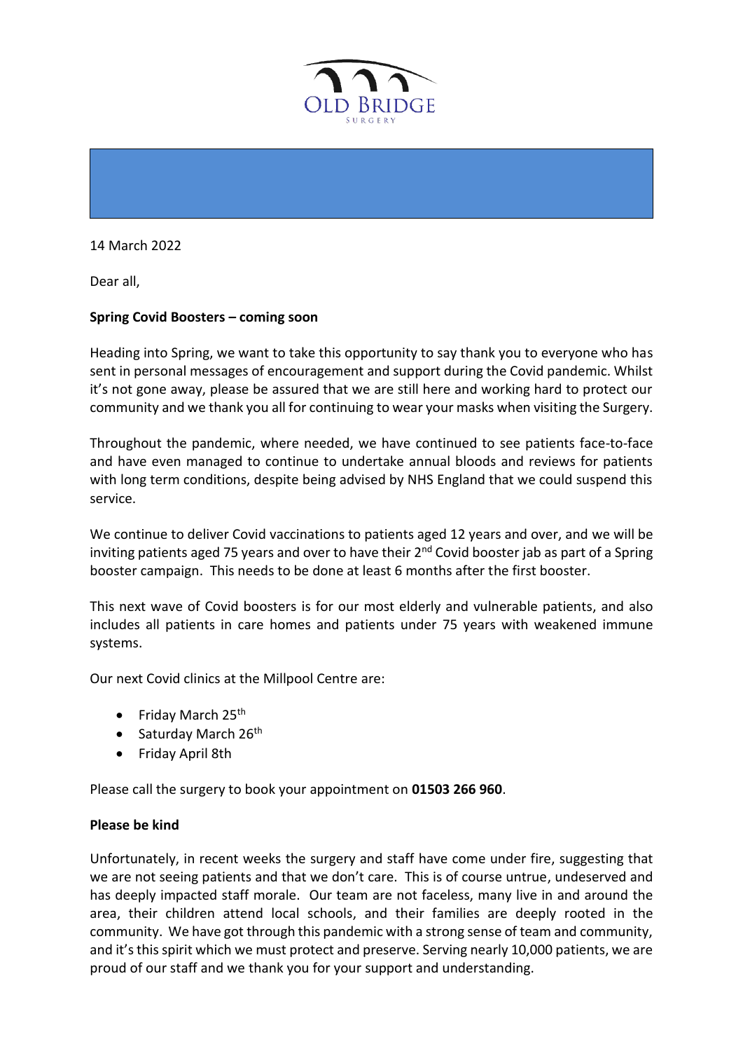OLD BRIDGE
SURGERY

14 March 2022

Dear all,

**Spring Covid Boosters – coming soon**

Heading into Spring, we want to take this opportunity to say thank you to everyone who has sent in personal messages of encouragement and support during the Covid pandemic. Whilst it's not gone away, please be assured that we are still here and working hard to protect our community and we thank you all for continuing to wear your masks when visiting the Surgery.

Throughout the pandemic, where needed, we have continued to see patients face-to-face and have even managed to continue to undertake annual bloods and reviews for patients with long term conditions, despite being advised by NHS England that we could suspend this service.

We continue to deliver Covid vaccinations to patients aged 12 years and over, and we will be inviting patients aged 75 years and over to have their 2nd Covid booster jab as part of a Spring booster campaign. This needs to be done at least 6 months after the first booster.

This next wave of Covid boosters is for our most elderly and vulnerable patients, and also includes all patients in care homes and patients under 75 years with weakened immune systems.

Our next Covid clinics at the Millpool Centre are:

- Friday March 25th
- Saturday March 26th
- Friday April 8th

Please call the surgery to book your appointment on **01503 266 960**.

**Please be kind**

Unfortunately, in recent weeks the surgery and staff have come under fire, suggesting that we are not seeing patients and that we don't care. This is of course untrue, undeserved and has deeply impacted staff morale. Our team are not faceless, many live in and around the area, their children attend local schools, and their families are deeply rooted in the community. We have got through this pandemic with a strong sense of team and community, and it's this spirit which we must protect and preserve. Serving nearly 10,000 patients, we are proud of our staff and we thank you for your support and understanding.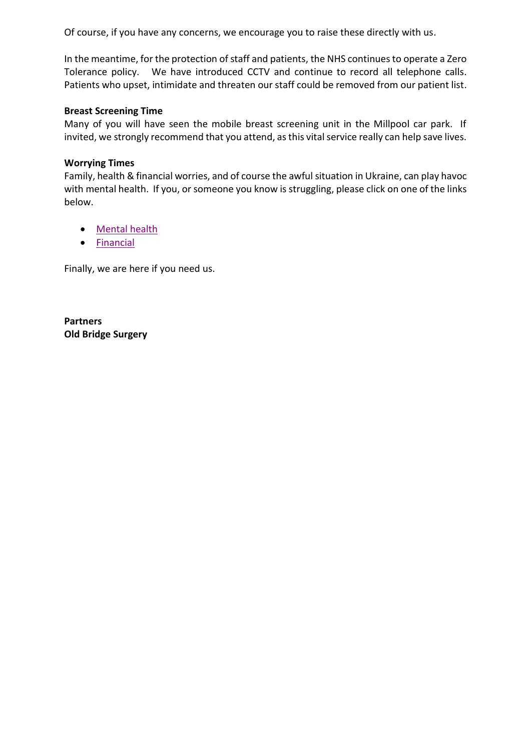Of course, if you have any concerns, we encourage you to raise these directly with us.

In the meantime, for the protection of staff and patients, the NHS continues to operate a Zero Tolerance policy. We have introduced CCTV and continue to record all telephone calls. Patients who upset, intimidate and threaten our staff could be removed from our patient list.

**Breast Screening Time**
Many of you will have seen the mobile breast screening unit in the Millpool car park. If invited, we strongly recommend that you attend, as this vital service really can help save lives.

**Worrying Times**
Family, health & financial worries, and of course the awful situation in Ukraine, can play havoc with mental health. If you, or someone you know is struggling, please click on one of the links below.

- Mental health
- Financial

Finally, we are here if you need us.

**Partners**
**Old Bridge Surgery**